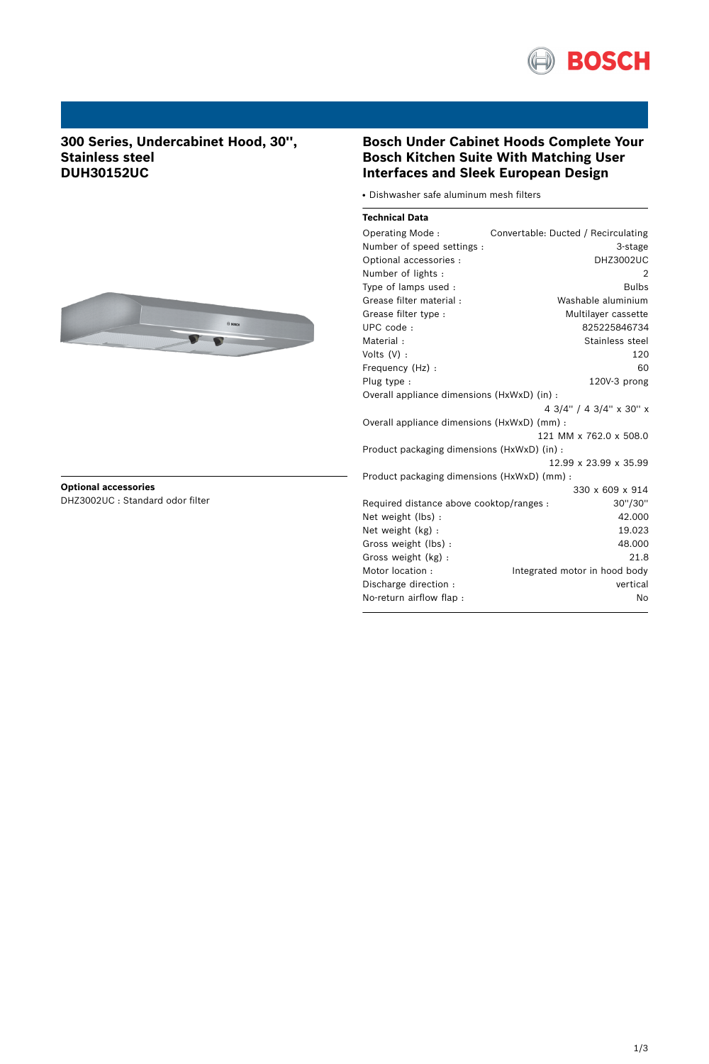# 300 Series, Undercabinet Hood, 30'', Stainless steel DUH30152UC

## Optional accessories

DHZ3002UC : Standard odor filter

## Bosch Under Cabinet Hoods Complete Your Bosch Kitchen Suite With Matching User Interfaces and Sleek European Design

- Dishwasher safe aluminum mesh filters

### Technical Data

| | |
|---|---|
| Operating Mode : | Convertable: Ducted / Recirculating |
| Number of speed settings : | 3-stage |
| Optional accessories : | DHZ3002UC |
| Number of lights : | 2 |
| Type of lamps used : | Bulbs |
| Grease filter material : | Washable aluminium |
| Grease filter type : | Multilayer cassette |
| UPC code : | 825225846734 |
| Material : | Stainless steel |
| Volts (V) : | 120 |
| Frequency (Hz) : | 60 |
| Plug type : | 120V-3 prong |
| Overall appliance dimensions (HxWxD) (in) : | 4 3/4'' / 4 3/4'' x 30'' x |
| Overall appliance dimensions (HxWxD) (mm) : | 121 MM x 762.0 x 508.0 |
| Product packaging dimensions (HxWxD) (in) : | 12.99 x 23.99 x 35.99 |
| Product packaging dimensions (HxWxD) (mm) : | 330 x 609 x 914 |
| Required distance above cooktop/ranges : | 30''/30'' |
| Net weight (lbs) : | 42.000 |
| Net weight (kg) : | 19.023 |
| Gross weight (lbs) : | 48.000 |
| Gross weight (kg) : | 21.8 |
| Motor location : | Integrated motor in hood body |
| Discharge direction : | vertical |
| No-return airflow flap : | No |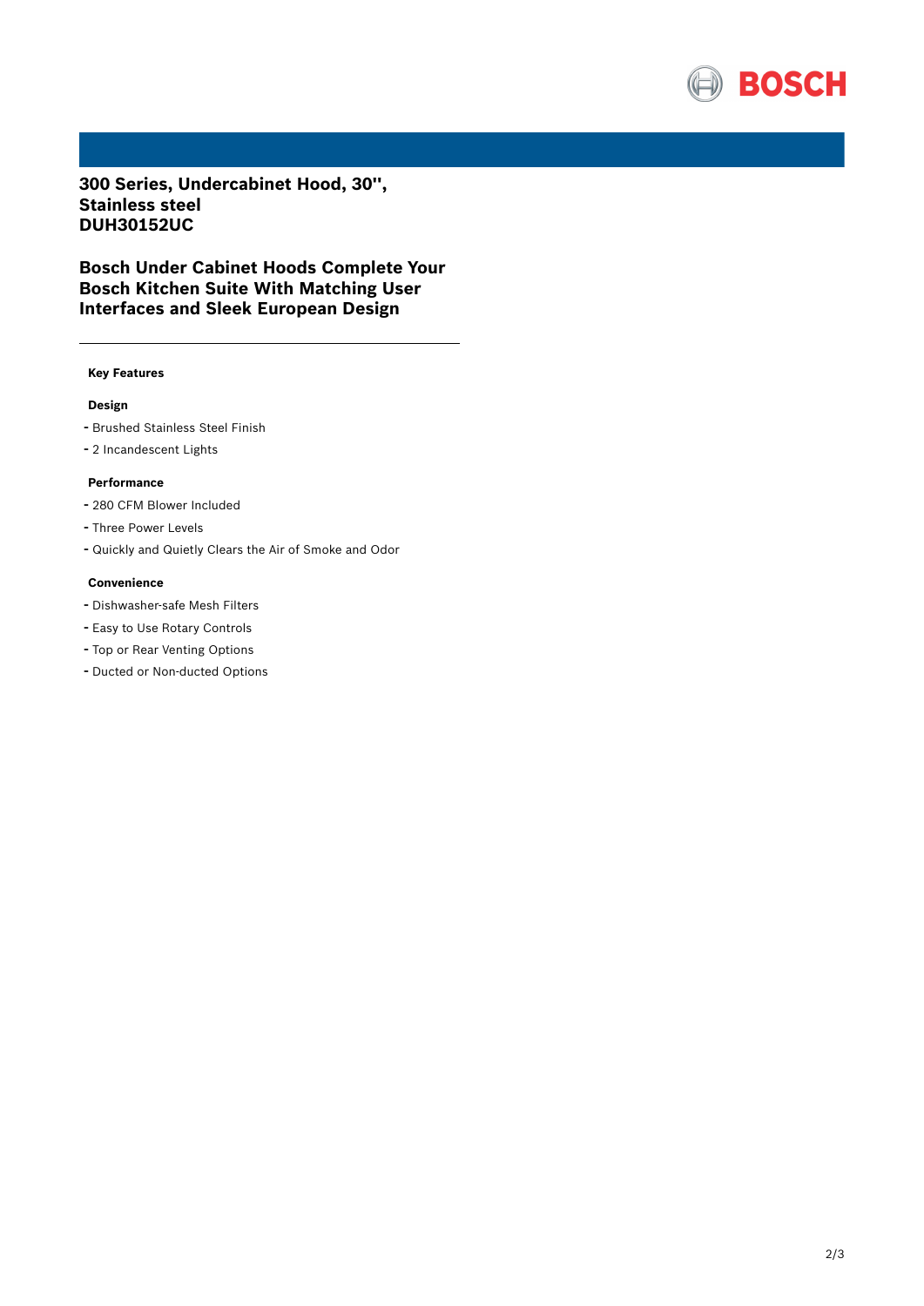# 300 Series, Undercabinet Hood, 30'', Stainless steel
# DUH30152UC

## Bosch Under Cabinet Hoods Complete Your Bosch Kitchen Suite With Matching User Interfaces and Sleek European Design

### Key Features

#### Design

- Brushed Stainless Steel Finish
- 2 Incandescent Lights

#### Performance

- 280 CFM Blower Included
- Three Power Levels
- Quickly and Quietly Clears the Air of Smoke and Odor

#### Convenience

- Dishwasher-safe Mesh Filters
- Easy to Use Rotary Controls
- Top or Rear Venting Options
- Ducted or Non-ducted Options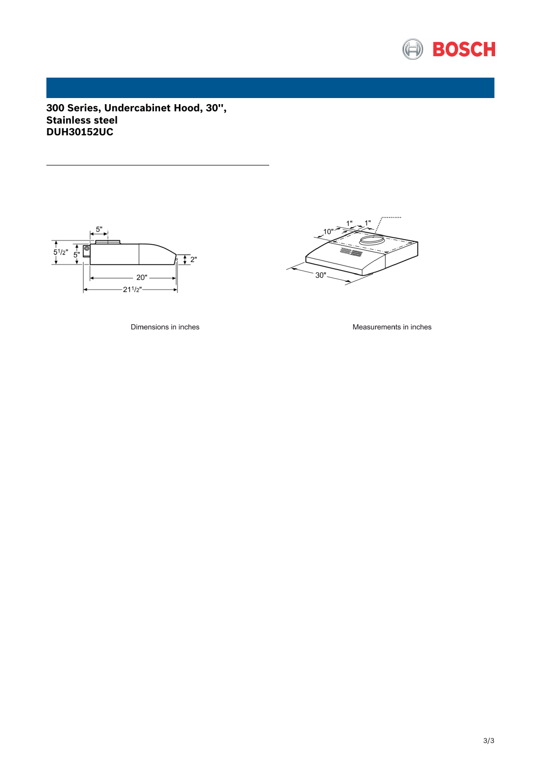# 300 Series, Undercabinet Hood, 30'', Stainless steel DUH30152UC

5"

5 1/2"

5"

2"

20"

21 1/2"

Dimensions in inches

1"

1"

10"

30"

Measurements in inches